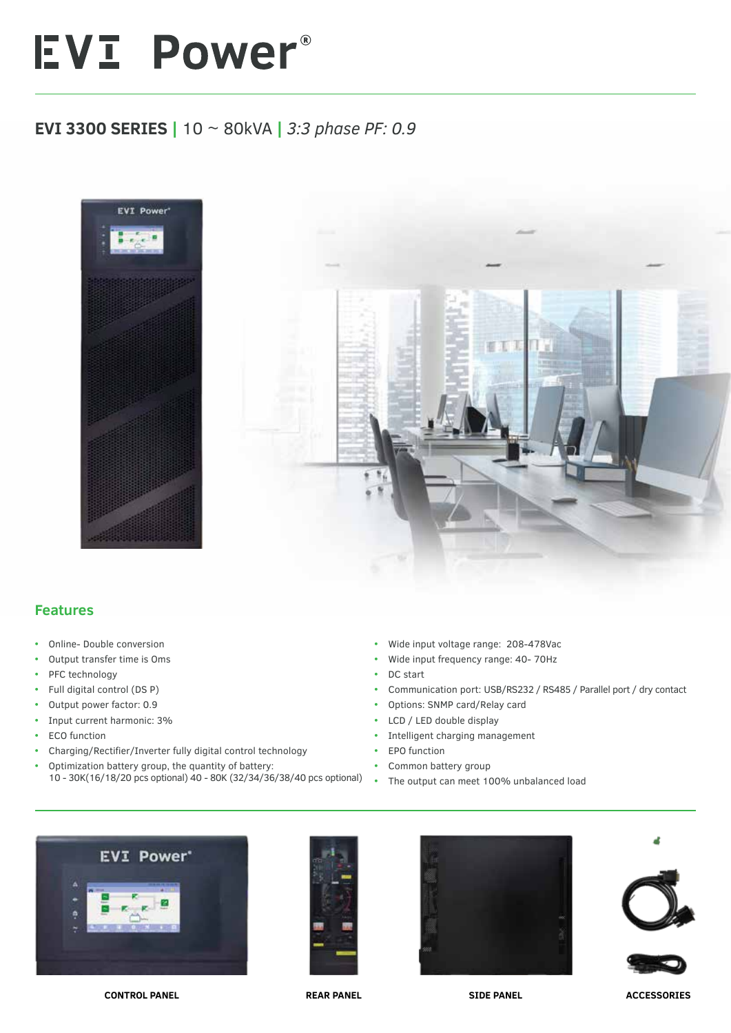# EVI Power®

## EVI 3300 SERIES | 10 ~ 80kVA | *3:3 phase PF: 0.9*

### Features

- Online- Double conversion
- Output transfer time is 0ms
- PFC technology
- Full digital control (DS P)
- Output power factor: 0.9
- Input current harmonic: 3%
- ECO function
- Charging/Rectifier/Inverter fully digital control technology
- Optimization battery group, the quantity of battery: 10 - 30K(16/18/20 pcs optional) 40 - 80K (32/34/36/38/40 pcs optional)
- Wide input voltage range: 208-478Vac
- Wide input frequency range: 40- 70Hz
- DC start
- Communication port: USB/RS232 / RS485 / Parallel port / dry contact
- Options: SNMP card/Relay card
- LCD / LED double display
- Intelligent charging management
- EPO function
- Common battery group
- The output can meet 100% unbalanced load

CONTROL PANEL

REAR PANEL

SIDE PANEL

ACCESSORIES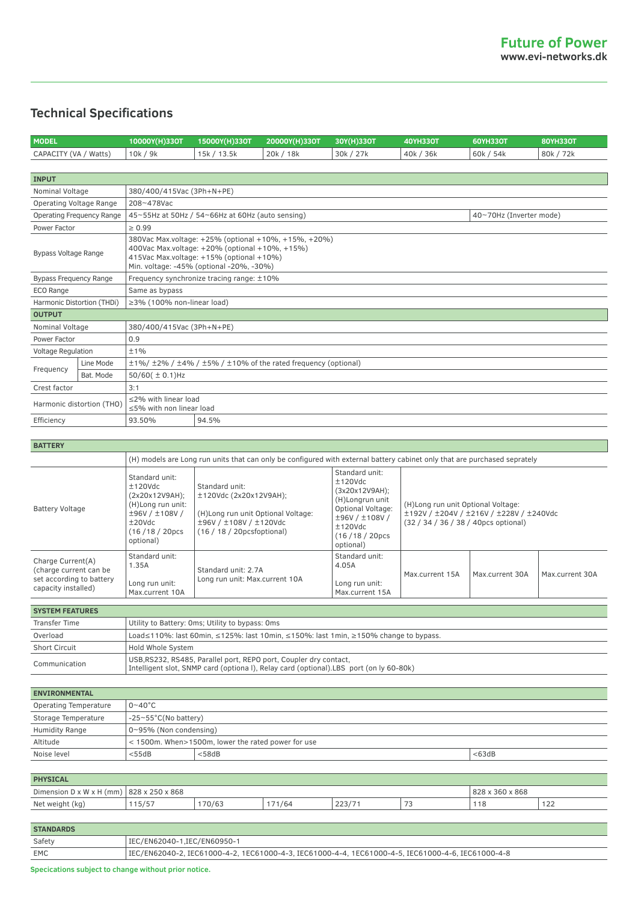## Technical Specifications

| MODEL | | 10000Y(H)33OT | 15000Y(H)33OT | 20000Y(H)33OT | 30Y(H)33OT | 40YH33OT | 60YH33OT | 80YH33OT |
|---|---|---|---|---|---|---|---|---|
| CAPACITY (VA / Watts) | | 10k / 9k | 15k / 13.5k | 20k / 18k | 30k / 27k | 40k / 36k | 60k / 54k | 80k / 72k |
| **INPUT** | | | | | | | | |
| Nominal Voltage | | 380/400/415Vac (3Ph+N+PE) | | | | | | |
| Operating Voltage Range | | 208~478Vac | | | | | | |
| Operating Frequency Range | | 45~55Hz at 50Hz / 54~66Hz at 60Hz (auto sensing) | | | | | 40~70Hz (Inverter mode) | |
| Power Factor | | ≥ 0.99 | | | | | | |
| Bypass Voltage Range | | 380Vac Max.voltage: +25% (optional +10%, +15%, +20%)<br>400Vac Max.voltage: +20% (optional +10%, +15%)<br>415Vac Max.voltage: +15% (optional +10%)<br>Min. voltage: -45% (optional -20%, -30%) | | | | | | |
| Bypass Frequency Range | | Frequency synchronize tracing range: ±10% | | | | | | |
| ECO Range | | Same as bypass | | | | | | |
| Harmonic Distortion (THDi) | | ≥3% (100% non-linear load) | | | | | | |
| **OUTPUT** | | | | | | | | |
| Nominal Voltage | | 380/400/415Vac (3Ph+N+PE) | | | | | | |
| Power Factor | | 0.9 | | | | | | |
| Voltage Regulation | | ±1% | | | | | | |
| Frequency | Line Mode | ±1%/ ±2% / ±4% / ±5% / ±10% of the rated frequency (optional) | | | | | | |
| | Bat. Mode | 50/60( ± 0.1)Hz | | | | | | |
| Crest factor | | 3:1 | | | | | | |
| Harmonic distortion (THO) | | ≤2% with linear load<br>≤5% with non linear load | | | | | | |
| Efficiency | | 93.50% | 94.5% | | | | | |

| **BATTERY** | | | | | | |
|---|---|---|---|---|---|---|
| | (H) models are Long run units that can only be configured with external battery cabinet only that are purchased seprately | | | | | |
| Battery Voltage | Standard unit: ±120Vdc (2x20x12V9AH); (H)Long run unit: ±96V / ±108V / ±20Vdc (16 /18 / 20pcs optional) | Standard unit: ±120Vdc (2x20x12V9AH);<br>(H)Long run unit Optional Voltage: ±96V / ±108V / ±120Vdc (16 / 18 / 20pcsfoptional) | | Standard unit: ±120Vdc (3x20x12V9AH); (H)Longrun unit Optional Voltage: ±96V / ±108V / ±120Vdc (16 /18 / 20pcs optional) | (H)Long run unit Optional Voltage: ±192V / ±204V / ±216V / ±228V / ±240Vdc (32 / 34 / 36 / 38 / 40pcs optional) | | |
| Charge Current(A) (charge current can be set according to battery capacity installed) | Standard unit: 1.35A<br>Long run unit: Max.current 10A | Standard unit: 2.7A<br>Long run unit: Max.current 10A | | Standard unit: 4.05A<br>Long run unit: Max.current 15A | Max.current 15A | Max.current 30A | Max.current 30A |

| **SYSTEM FEATURES** | |
|---|---|
| Transfer Time | Utility to Battery: 0ms; Utility to bypass: 0ms |
| Overload | Load≤110%: last 60min, ≤125%: last 10min, ≤150%: last 1min, ≥150% change to bypass. |
| Short Circuit | Hold Whole System |
| Communication | USB,RS232, RS485, Parallel port, REPO port, Coupler dry contact,<br>Intelligent slot, SNMP card (optiona l), Relay card (optional).LBS port (on ly 60-80k) |

| **ENVIRONMENTAL** | | | |
|---|---|---|---|
| Operating Temperature | 0~40°C | | |
| Storage Temperature | -25~55°C(No battery) | | |
| Humidity Range | 0~95% (Non condensing) | | |
| Altitude | < 1500m. When>1500m, lower the rated power for use | | |
| Noise level | <55dB | <58dB | <63dB |

| **PHYSICAL** | | | | | | | |
|---|---|---|---|---|---|---|---|
| Dimension D x W x H (mm) | 828 x 250 x 868 | | | | | 828 x 360 x 868 | |
| Net weight (kg) | 115/57 | 170/63 | 171/64 | 223/71 | 73 | 118 | 122 |

| **STANDARDS** | |
|---|---|
| Safety | IEC/EN62040-1,IEC/EN60950-1 |
| EMC | IEC/EN62040-2, IEC61000-4-2, 1EC61000-4-3, IEC61000-4-4, 1EC61000-4-5, IEC61000-4-6, IEC61000-4-8 |

**Specications subject to change without prior notice.**